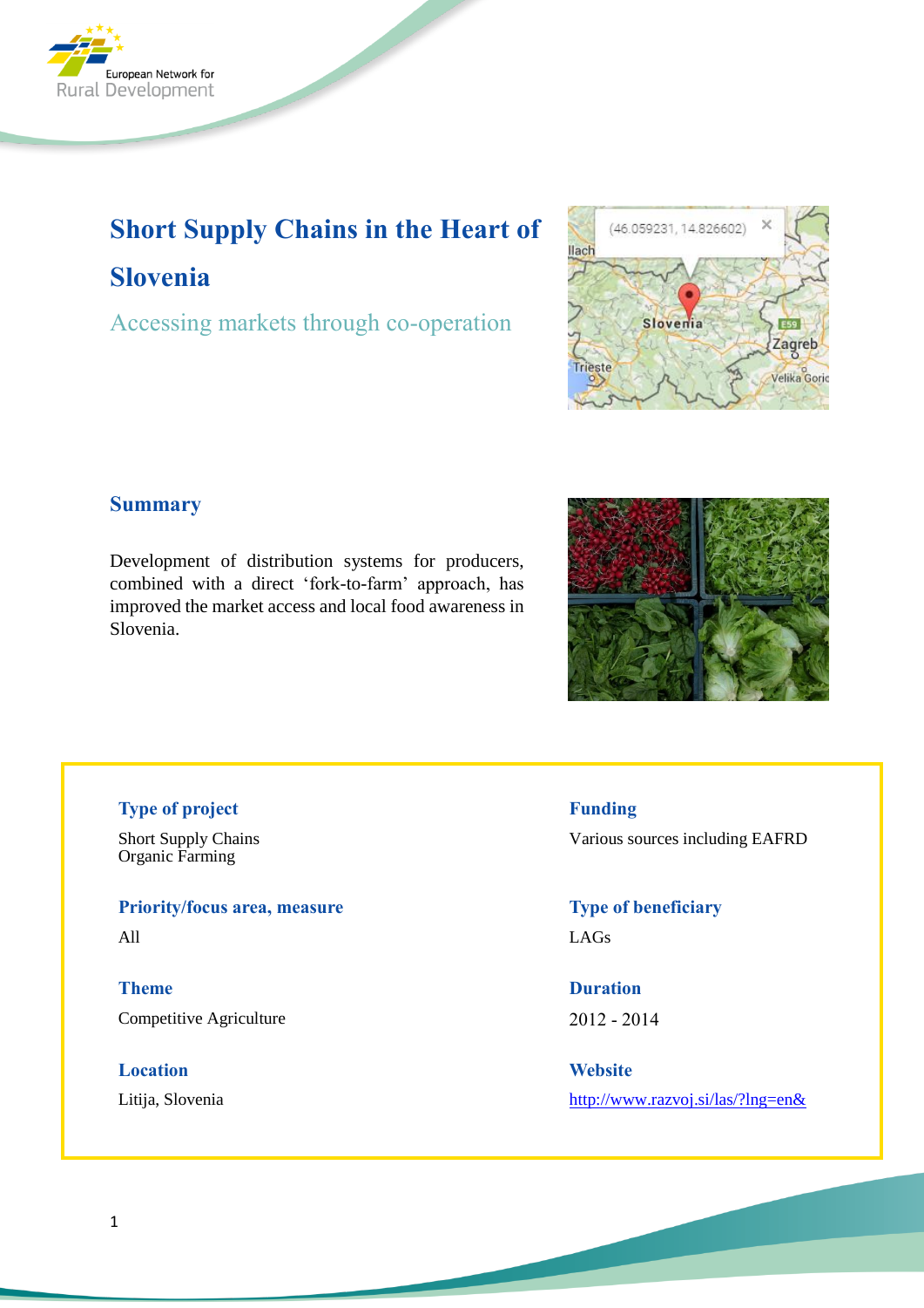# Short Supply Chains in the Heart of Slovenia

## Accessing markets through co-operation

## Summary

Development of distribution systems for producers, combined with a direct 'fork-to-farm' approach, has improved the market access and local food awareness in Slovenia.

**Type of project**

Short Supply Chains
Organic Farming

**Funding**

Various sources including EAFRD

**Priority/focus area, measure**

All

**Type of beneficiary**

LAGs

**Theme**

Competitive Agriculture

**Duration**

2012 - 2014

**Location**

Litija, Slovenia

**Website**

http://www.razvoj.si/las/?lng=en&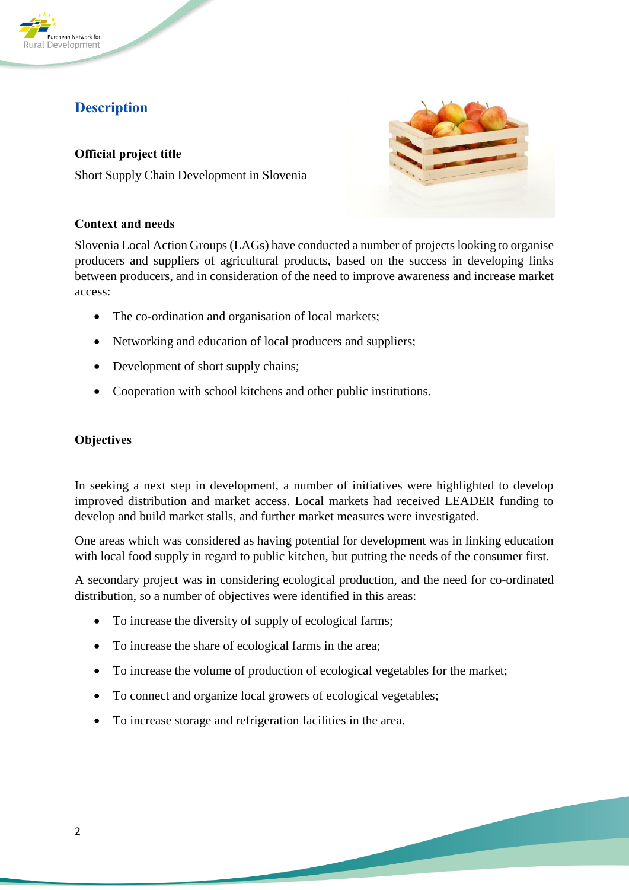## Description

**Official project title**

Short Supply Chain Development in Slovenia

**Context and needs**

Slovenia Local Action Groups (LAGs) have conducted a number of projects looking to organise producers and suppliers of agricultural products, based on the success in developing links between producers, and in consideration of the need to improve awareness and increase market access:

- The co-ordination and organisation of local markets;
- Networking and education of local producers and suppliers;
- Development of short supply chains;
- Cooperation with school kitchens and other public institutions.

**Objectives**

In seeking a next step in development, a number of initiatives were highlighted to develop improved distribution and market access. Local markets had received LEADER funding to develop and build market stalls, and further market measures were investigated.

One areas which was considered as having potential for development was in linking education with local food supply in regard to public kitchen, but putting the needs of the consumer first.

A secondary project was in considering ecological production, and the need for co-ordinated distribution, so a number of objectives were identified in this areas:

- To increase the diversity of supply of ecological farms;
- To increase the share of ecological farms in the area;
- To increase the volume of production of ecological vegetables for the market;
- To connect and organize local growers of ecological vegetables;
- To increase storage and refrigeration facilities in the area.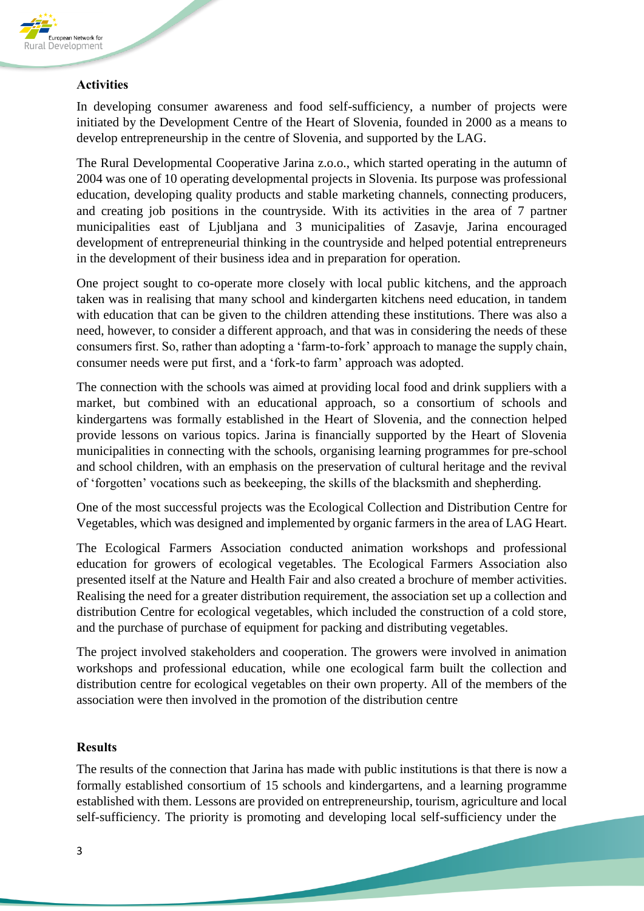**Activities**

In developing consumer awareness and food self-sufficiency, a number of projects were initiated by the Development Centre of the Heart of Slovenia, founded in 2000 as a means to develop entrepreneurship in the centre of Slovenia, and supported by the LAG.

The Rural Developmental Cooperative Jarina z.o.o., which started operating in the autumn of 2004 was one of 10 operating developmental projects in Slovenia. Its purpose was professional education, developing quality products and stable marketing channels, connecting producers, and creating job positions in the countryside. With its activities in the area of 7 partner municipalities east of Ljubljana and 3 municipalities of Zasavje, Jarina encouraged development of entrepreneurial thinking in the countryside and helped potential entrepreneurs in the development of their business idea and in preparation for operation.

One project sought to co-operate more closely with local public kitchens, and the approach taken was in realising that many school and kindergarten kitchens need education, in tandem with education that can be given to the children attending these institutions. There was also a need, however, to consider a different approach, and that was in considering the needs of these consumers first. So, rather than adopting a 'farm-to-fork' approach to manage the supply chain, consumer needs were put first, and a 'fork-to farm' approach was adopted.

The connection with the schools was aimed at providing local food and drink suppliers with a market, but combined with an educational approach, so a consortium of schools and kindergartens was formally established in the Heart of Slovenia, and the connection helped provide lessons on various topics. Jarina is financially supported by the Heart of Slovenia municipalities in connecting with the schools, organising learning programmes for pre-school and school children, with an emphasis on the preservation of cultural heritage and the revival of 'forgotten' vocations such as beekeeping, the skills of the blacksmith and shepherding.

One of the most successful projects was the Ecological Collection and Distribution Centre for Vegetables, which was designed and implemented by organic farmers in the area of LAG Heart.

The Ecological Farmers Association conducted animation workshops and professional education for growers of ecological vegetables. The Ecological Farmers Association also presented itself at the Nature and Health Fair and also created a brochure of member activities. Realising the need for a greater distribution requirement, the association set up a collection and distribution Centre for ecological vegetables, which included the construction of a cold store, and the purchase of purchase of equipment for packing and distributing vegetables.

The project involved stakeholders and cooperation. The growers were involved in animation workshops and professional education, while one ecological farm built the collection and distribution centre for ecological vegetables on their own property. All of the members of the association were then involved in the promotion of the distribution centre

**Results**

The results of the connection that Jarina has made with public institutions is that there is now a formally established consortium of 15 schools and kindergartens, and a learning programme established with them. Lessons are provided on entrepreneurship, tourism, agriculture and local self-sufficiency. The priority is promoting and developing local self-sufficiency under the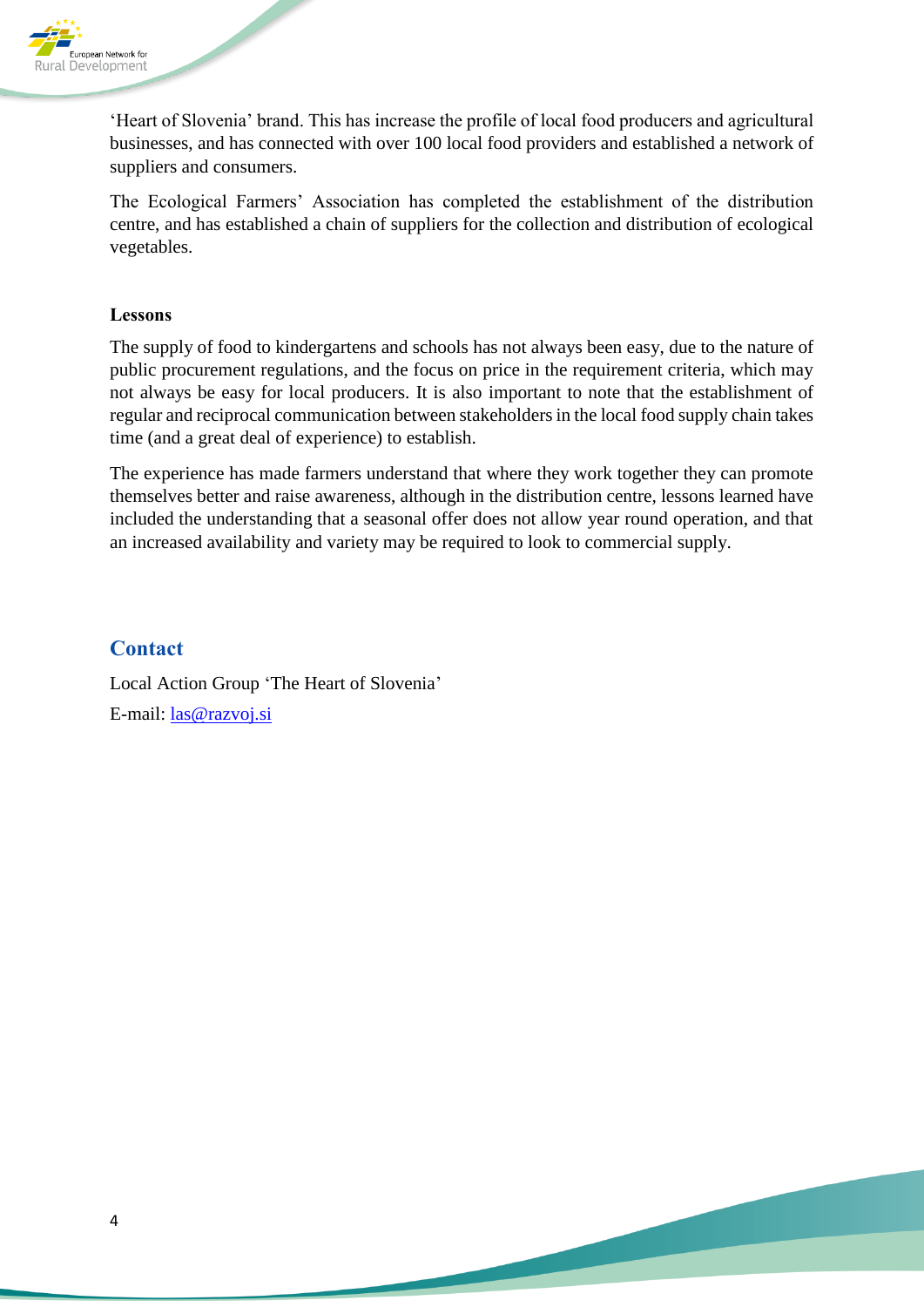'Heart of Slovenia' brand. This has increase the profile of local food producers and agricultural businesses, and has connected with over 100 local food providers and established a network of suppliers and consumers.

The Ecological Farmers' Association has completed the establishment of the distribution centre, and has established a chain of suppliers for the collection and distribution of ecological vegetables.

**Lessons**

The supply of food to kindergartens and schools has not always been easy, due to the nature of public procurement regulations, and the focus on price in the requirement criteria, which may not always be easy for local producers. It is also important to note that the establishment of regular and reciprocal communication between stakeholders in the local food supply chain takes time (and a great deal of experience) to establish.

The experience has made farmers understand that where they work together they can promote themselves better and raise awareness, although in the distribution centre, lessons learned have included the understanding that a seasonal offer does not allow year round operation, and that an increased availability and variety may be required to look to commercial supply.

## Contact

Local Action Group 'The Heart of Slovenia'

E-mail: las@razvoj.si